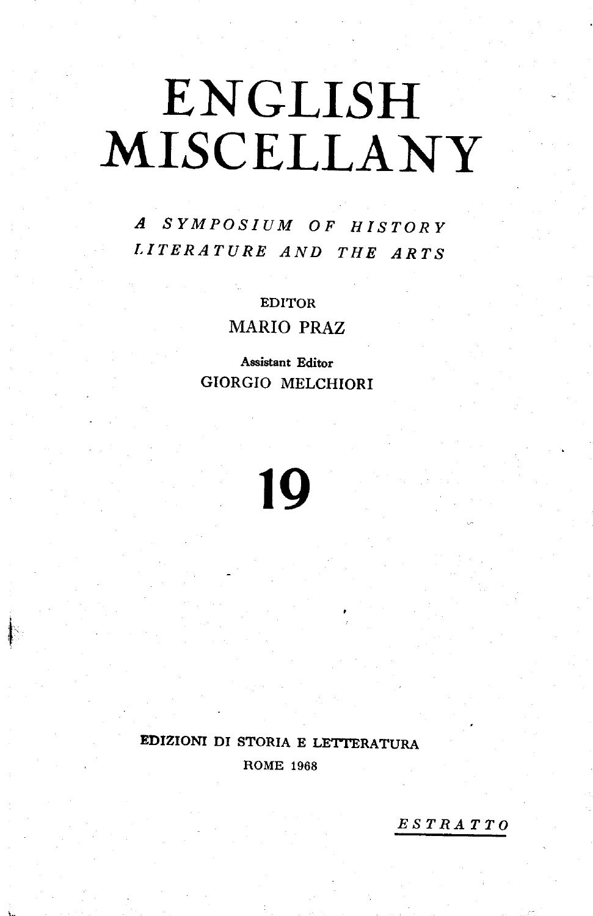# ENGLISH MISCELLANY

*A SYMPOSIUM OF HISTORY LITERATURE AND THE ARTS*

EDITOR
MARIO PRAZ

Assistant Editor
GIORGIO MELCHIORI

**19**

EDIZIONI DI STORIA E LETTERATURA
ROME 1968

*ESTRATTO*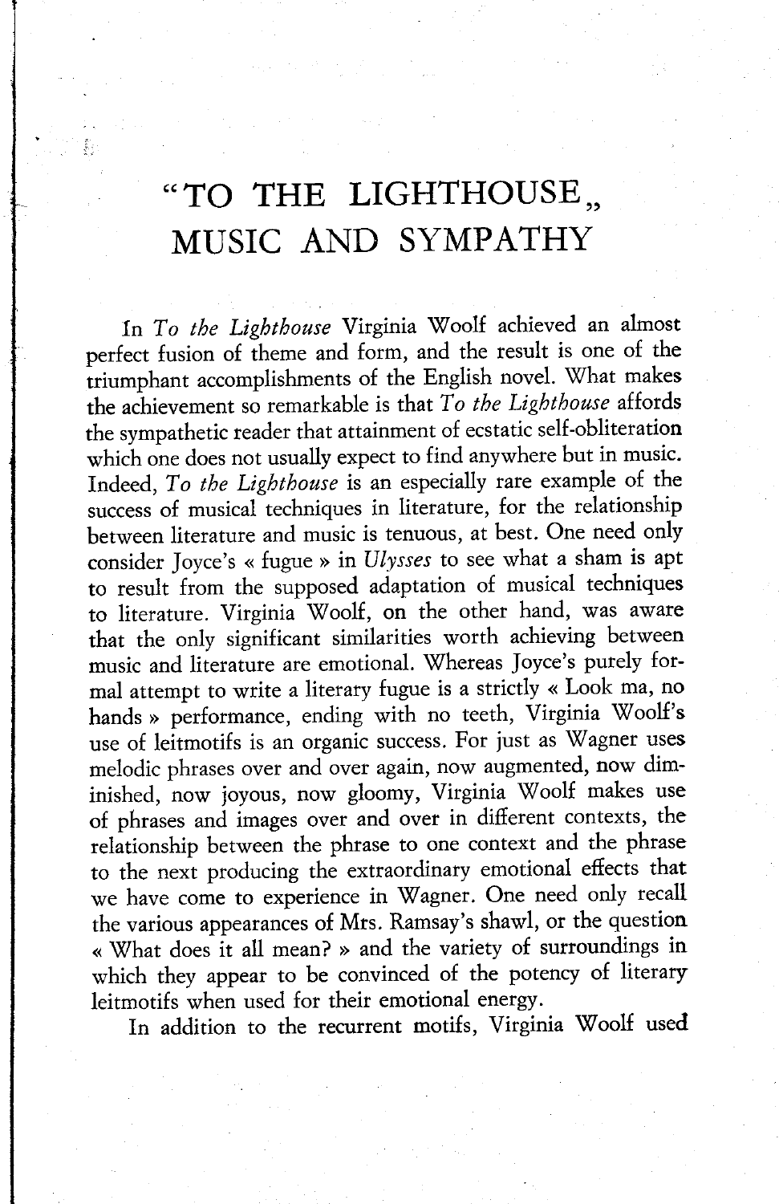# "TO THE LIGHTHOUSE„ MUSIC AND SYMPATHY

In *To the Lighthouse* Virginia Woolf achieved an almost perfect fusion of theme and form, and the result is one of the triumphant accomplishments of the English novel. What makes the achievement so remarkable is that *To the Lighthouse* affords the sympathetic reader that attainment of ecstatic self-obliteration which one does not usually expect to find anywhere but in music. Indeed, *To the Lighthouse* is an especially rare example of the success of musical techniques in literature, for the relationship between literature and music is tenuous, at best. One need only consider Joyce's « fugue » in *Ulysses* to see what a sham is apt to result from the supposed adaptation of musical techniques to literature. Virginia Woolf, on the other hand, was aware that the only significant similarities worth achieving between music and literature are emotional. Whereas Joyce's purely formal attempt to write a literary fugue is a strictly « Look ma, no hands » performance, ending with no teeth, Virginia Woolf's use of leitmotifs is an organic success. For just as Wagner uses melodic phrases over and over again, now augmented, now diminished, now joyous, now gloomy, Virginia Woolf makes use of phrases and images over and over in different contexts, the relationship between the phrase to one context and the phrase to the next producing the extraordinary emotional effects that we have come to experience in Wagner. One need only recall the various appearances of Mrs. Ramsay's shawl, or the question « What does it all mean? » and the variety of surroundings in which they appear to be convinced of the potency of literary leitmotifs when used for their emotional energy.

In addition to the recurrent motifs, Virginia Woolf used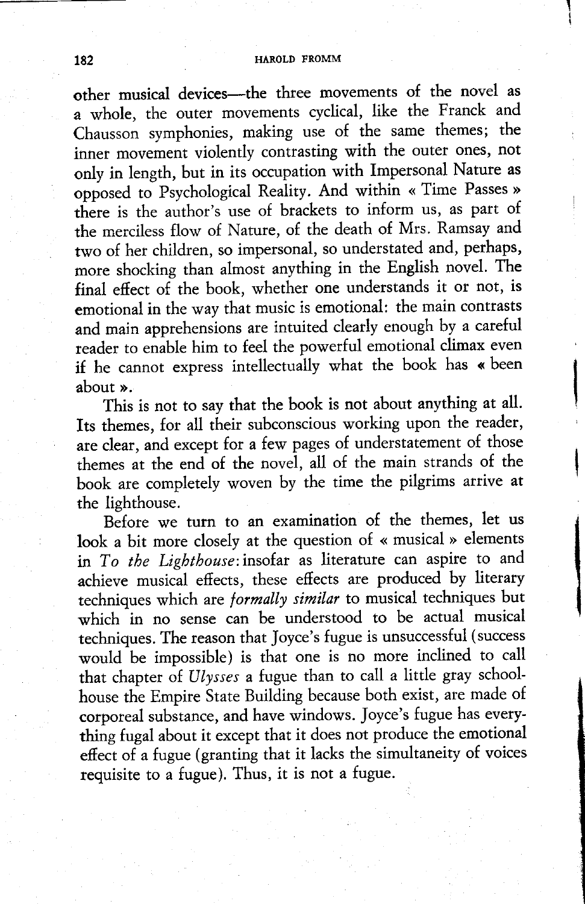other musical devices—the three movements of the novel as a whole, the outer movements cyclical, like the Franck and Chausson symphonies, making use of the same themes; the inner movement violently contrasting with the outer ones, not only in length, but in its occupation with Impersonal Nature as opposed to Psychological Reality. And within « Time Passes » there is the author's use of brackets to inform us, as part of the merciless flow of Nature, of the death of Mrs. Ramsay and two of her children, so impersonal, so understated and, perhaps, more shocking than almost anything in the English novel. The final effect of the book, whether one understands it or not, is emotional in the way that music is emotional: the main contrasts and main apprehensions are intuited clearly enough by a careful reader to enable him to feel the powerful emotional climax even if he cannot express intellectually what the book has « been about ».

This is not to say that the book is not about anything at all. Its themes, for all their subconscious working upon the reader, are clear, and except for a few pages of understatement of those themes at the end of the novel, all of the main strands of the book are completely woven by the time the pilgrims arrive at the lighthouse.

Before we turn to an examination of the themes, let us look a bit more closely at the question of « musical » elements in *To the Lighthouse*: insofar as literature can aspire to and achieve musical effects, these effects are produced by literary techniques which are *formally similar* to musical techniques but which in no sense can be understood to be actual musical techniques. The reason that Joyce's fugue is unsuccessful (success would be impossible) is that one is no more inclined to call that chapter of *Ulysses* a fugue than to call a little gray schoolhouse the Empire State Building because both exist, are made of corporeal substance, and have windows. Joyce's fugue has everything fugal about it except that it does not produce the emotional effect of a fugue (granting that it lacks the simultaneity of voices requisite to a fugue). Thus, it is not a fugue.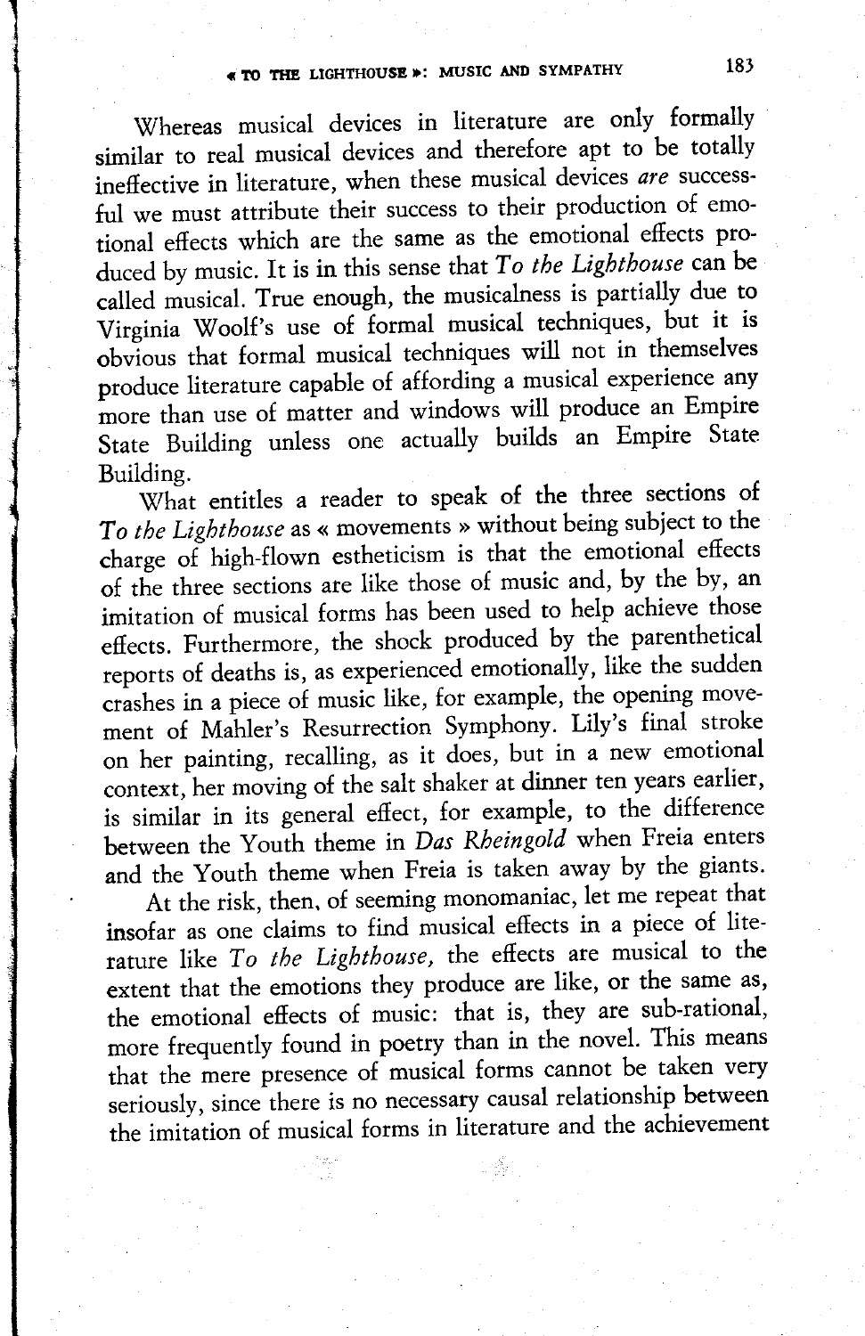Whereas musical devices in literature are only formally similar to real musical devices and therefore apt to be totally ineffective in literature, when these musical devices *are* successful we must attribute their success to their production of emotional effects which are the same as the emotional effects produced by music. It is in this sense that *To the Lighthouse* can be called musical. True enough, the musicalness is partially due to Virginia Woolf's use of formal musical techniques, but it is obvious that formal musical techniques will not in themselves produce literature capable of affording a musical experience any more than use of matter and windows will produce an Empire State Building unless one actually builds an Empire State Building.

What entitles a reader to speak of the three sections of *To the Lighthouse* as « movements » without being subject to the charge of high-flown estheticism is that the emotional effects of the three sections are like those of music and, by the by, an imitation of musical forms has been used to help achieve those effects. Furthermore, the shock produced by the parenthetical reports of deaths is, as experienced emotionally, like the sudden crashes in a piece of music like, for example, the opening movement of Mahler's Resurrection Symphony. Lily's final stroke on her painting, recalling, as it does, but in a new emotional context, her moving of the salt shaker at dinner ten years earlier, is similar in its general effect, for example, to the difference between the Youth theme in *Das Rheingold* when Freia enters and the Youth theme when Freia is taken away by the giants.

At the risk, then, of seeming monomaniac, let me repeat that insofar as one claims to find musical effects in a piece of literature like *To the Lighthouse,* the effects are musical to the extent that the emotions they produce are like, or the same as, the emotional effects of music: that is, they are sub-rational, more frequently found in poetry than in the novel. This means that the mere presence of musical forms cannot be taken very seriously, since there is no necessary causal relationship between the imitation of musical forms in literature and the achievement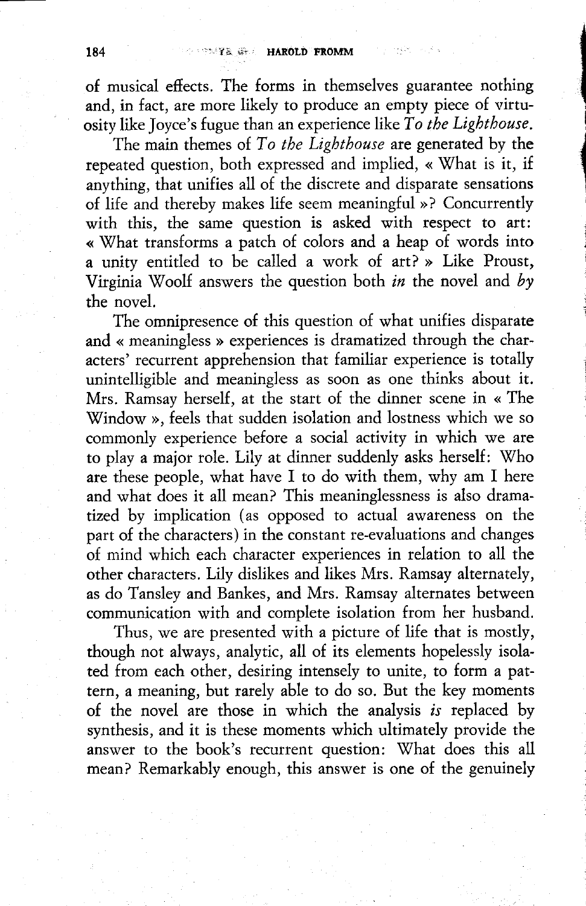of musical effects. The forms in themselves guarantee nothing and, in fact, are more likely to produce an empty piece of virtuosity like Joyce's fugue than an experience like *To the Lighthouse*.

The main themes of *To the Lighthouse* are generated by the repeated question, both expressed and implied, « What is it, if anything, that unifies all of the discrete and disparate sensations of life and thereby makes life seem meaningful »? Concurrently with this, the same question is asked with respect to art: « What transforms a patch of colors and a heap of words into a unity entitled to be called a work of art? » Like Proust, Virginia Woolf answers the question both *in* the novel and *by* the novel.

The omnipresence of this question of what unifies disparate and « meaningless » experiences is dramatized through the characters' recurrent apprehension that familiar experience is totally unintelligible and meaningless as soon as one thinks about it. Mrs. Ramsay herself, at the start of the dinner scene in « The Window », feels that sudden isolation and lostness which we so commonly experience before a social activity in which we are to play a major role. Lily at dinner suddenly asks herself: Who are these people, what have I to do with them, why am I here and what does it all mean? This meaninglessness is also dramatized by implication (as opposed to actual awareness on the part of the characters) in the constant re-evaluations and changes of mind which each character experiences in relation to all the other characters. Lily dislikes and likes Mrs. Ramsay alternately, as do Tansley and Bankes, and Mrs. Ramsay alternates between communication with and complete isolation from her husband.

Thus, we are presented with a picture of life that is mostly, though not always, analytic, all of its elements hopelessly isolated from each other, desiring intensely to unite, to form a pattern, a meaning, but rarely able to do so. But the key moments of the novel are those in which the analysis *is* replaced by synthesis, and it is these moments which ultimately provide the answer to the book's recurrent question: What does this all mean? Remarkably enough, this answer is one of the genuinely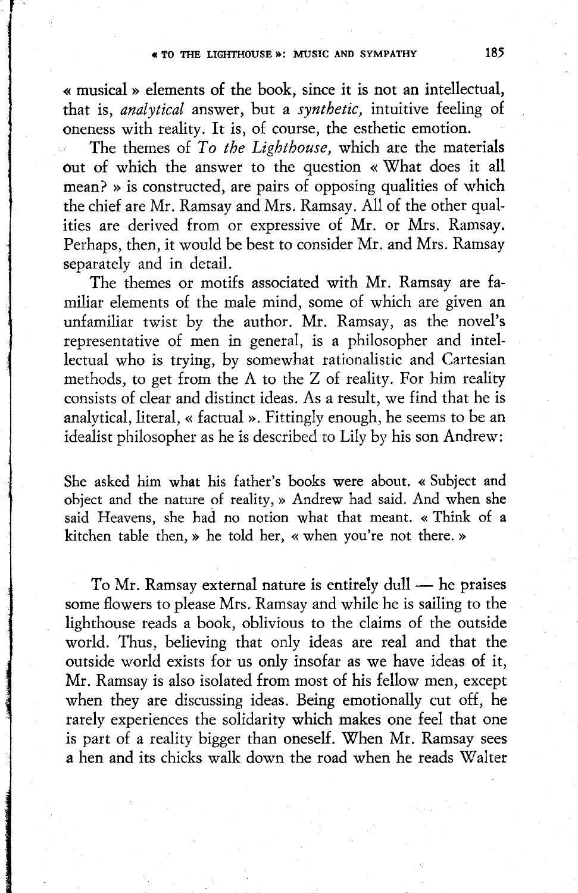« musical » elements of the book, since it is not an intellectual, that is, *analytical* answer, but a *synthetic,* intuitive feeling of oneness with reality. It is, of course, the esthetic emotion.

The themes of *To the Lighthouse,* which are the materials out of which the answer to the question « What does it all mean? » is constructed, are pairs of opposing qualities of which the chief are Mr. Ramsay and Mrs. Ramsay. All of the other qualities are derived from or expressive of Mr. or Mrs. Ramsay. Perhaps, then, it would be best to consider Mr. and Mrs. Ramsay separately and in detail.

The themes or motifs associated with Mr. Ramsay are familiar elements of the male mind, some of which are given an unfamiliar twist by the author. Mr. Ramsay, as the novel's representative of men in general, is a philosopher and intellectual who is trying, by somewhat rationalistic and Cartesian methods, to get from the A to the Z of reality. For him reality consists of clear and distinct ideas. As a result, we find that he is analytical, literal, « factual ». Fittingly enough, he seems to be an idealist philosopher as he is described to Lily by his son Andrew:

> She asked him what his father's books were about. « Subject and object and the nature of reality, » Andrew had said. And when she said Heavens, she had no notion what that meant. « Think of a kitchen table then, » he told her, « when you're not there. »

To Mr. Ramsay external nature is entirely dull — he praises some flowers to please Mrs. Ramsay and while he is sailing to the lighthouse reads a book, oblivious to the claims of the outside world. Thus, believing that only ideas are real and that the outside world exists for us only insofar as we have ideas of it, Mr. Ramsay is also isolated from most of his fellow men, except when they are discussing ideas. Being emotionally cut off, he rarely experiences the solidarity which makes one feel that one is part of a reality bigger than oneself. When Mr. Ramsay sees a hen and its chicks walk down the road when he reads Walter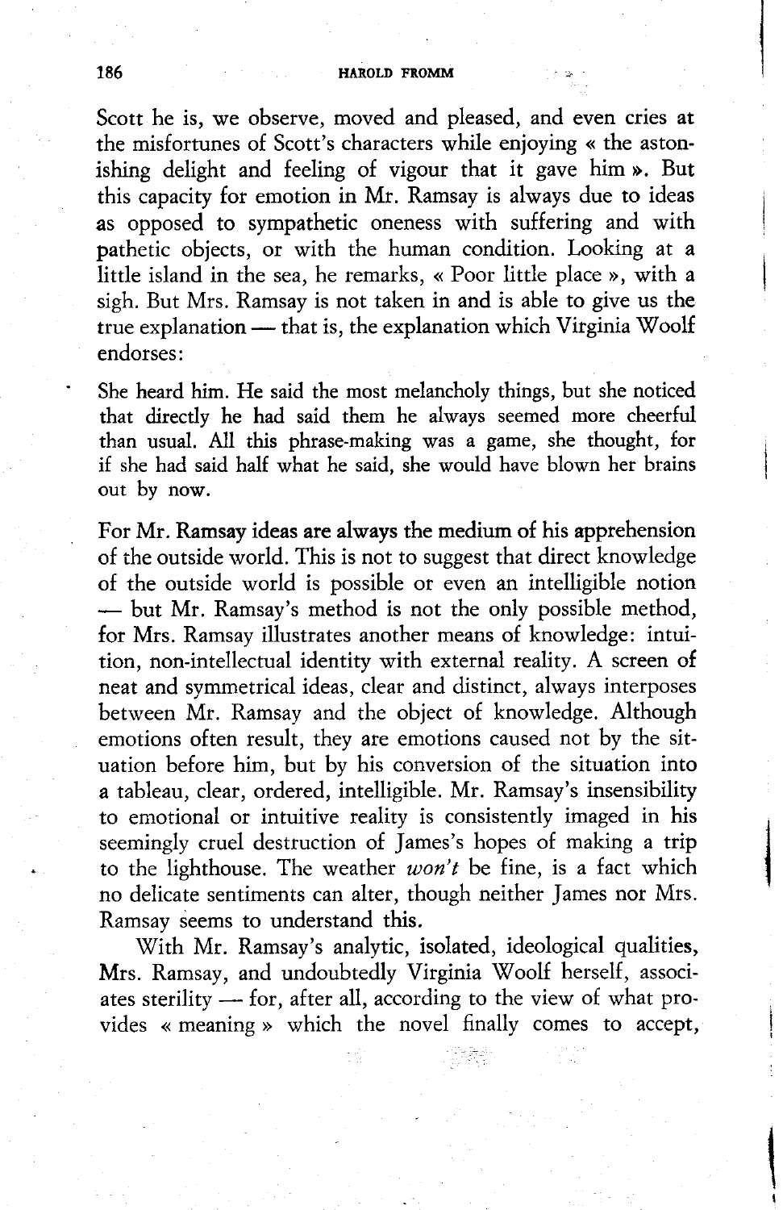Scott he is, we observe, moved and pleased, and even cries at the misfortunes of Scott's characters while enjoying « the astonishing delight and feeling of vigour that it gave him ». But this capacity for emotion in Mr. Ramsay is always due to ideas as opposed to sympathetic oneness with suffering and with pathetic objects, or with the human condition. Looking at a little island in the sea, he remarks, « Poor little place », with a sigh. But Mrs. Ramsay is not taken in and is able to give us the true explanation — that is, the explanation which Virginia Woolf endorses:

> She heard him. He said the most melancholy things, but she noticed that directly he had said them he always seemed more cheerful than usual. All this phrase-making was a game, she thought, for if she had said half what he said, she would have blown her brains out by now.

For Mr. Ramsay ideas are always the medium of his apprehension of the outside world. This is not to suggest that direct knowledge of the outside world is possible or even an intelligible notion — but Mr. Ramsay's method is not the only possible method, for Mrs. Ramsay illustrates another means of knowledge: intuition, non-intellectual identity with external reality. A screen of neat and symmetrical ideas, clear and distinct, always interposes between Mr. Ramsay and the object of knowledge. Although emotions often result, they are emotions caused not by the situation before him, but by his conversion of the situation into a tableau, clear, ordered, intelligible. Mr. Ramsay's insensibility to emotional or intuitive reality is consistently imaged in his seemingly cruel destruction of James's hopes of making a trip to the lighthouse. The weather *won't* be fine, is a fact which no delicate sentiments can alter, though neither James nor Mrs. Ramsay seems to understand this.

With Mr. Ramsay's analytic, isolated, ideological qualities, Mrs. Ramsay, and undoubtedly Virginia Woolf herself, associates sterility — for, after all, according to the view of what provides « meaning » which the novel finally comes to accept,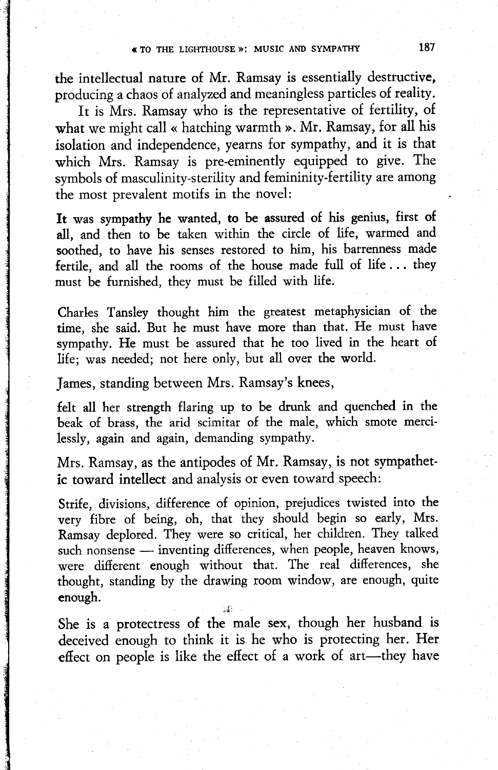the intellectual nature of Mr. Ramsay is essentially destructive, producing a chaos of analyzed and meaningless particles of reality.

It is Mrs. Ramsay who is the representative of fertility, of what we might call « hatching warmth ». Mr. Ramsay, for all his isolation and independence, yearns for sympathy, and it is that which Mrs. Ramsay is pre-eminently equipped to give. The symbols of masculinity-sterility and femininity-fertility are among the most prevalent motifs in the novel:

> It was sympathy he wanted, to be assured of his genius, first of all, and then to be taken within the circle of life, warmed and soothed, to have his senses restored to him, his barrenness made fertile, and all the rooms of the house made full of life . . . they must be furnished, they must be filled with life.

> Charles Tansley thought him the greatest metaphysician of the time, she said. But he must have more than that. He must have sympathy. He must be assured that he too lived in the heart of life; was needed; not here only, but all over the world.

James, standing between Mrs. Ramsay's knees,

> felt all her strength flaring up to be drunk and quenched in the beak of brass, the arid scimitar of the male, which smote mercilessly, again and again, demanding sympathy.

Mrs. Ramsay, as the antipodes of Mr. Ramsay, is not sympathetic toward intellect and analysis or even toward speech:

> Strife, divisions, difference of opinion, prejudices twisted into the very fibre of being, oh, that they should begin so early, Mrs. Ramsay deplored. They were so critical, her children. They talked such nonsense — inventing differences, when people, heaven knows, were different enough without that. The real differences, she thought, standing by the drawing room window, are enough, quite enough.

She is a protectress of the male sex, though her husband is deceived enough to think it is he who is protecting her. Her effect on people is like the effect of a work of art—they have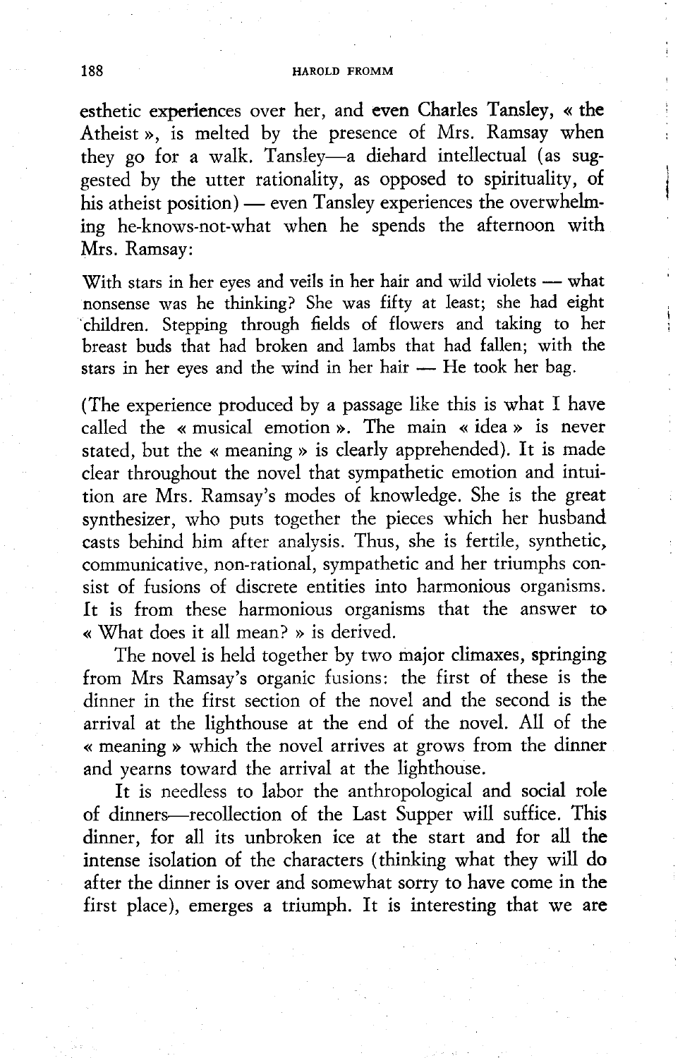esthetic experiences over her, and even Charles Tansley, « the Atheist », is melted by the presence of Mrs. Ramsay when they go for a walk. Tansley—a diehard intellectual (as suggested by the utter rationality, as opposed to spirituality, of his atheist position) — even Tansley experiences the overwhelming he-knows-not-what when he spends the afternoon with Mrs. Ramsay:

> With stars in her eyes and veils in her hair and wild violets — what nonsense was he thinking? She was fifty at least; she had eight children. Stepping through fields of flowers and taking to her breast buds that had broken and lambs that had fallen; with the stars in her eyes and the wind in her hair — He took her bag.

(The experience produced by a passage like this is what I have called the « musical emotion ». The main « idea » is never stated, but the « meaning » is clearly apprehended). It is made clear throughout the novel that sympathetic emotion and intuition are Mrs. Ramsay's modes of knowledge. She is the great synthesizer, who puts together the pieces which her husband casts behind him after analysis. Thus, she is fertile, synthetic, communicative, non-rational, sympathetic and her triumphs consist of fusions of discrete entities into harmonious organisms. It is from these harmonious organisms that the answer to « What does it all mean? » is derived.

The novel is held together by two major climaxes, springing from Mrs Ramsay's organic fusions: the first of these is the dinner in the first section of the novel and the second is the arrival at the lighthouse at the end of the novel. All of the « meaning » which the novel arrives at grows from the dinner and yearns toward the arrival at the lighthouse.

It is needless to labor the anthropological and social role of dinners—recollection of the Last Supper will suffice. This dinner, for all its unbroken ice at the start and for all the intense isolation of the characters (thinking what they will do after the dinner is over and somewhat sorry to have come in the first place), emerges a triumph. It is interesting that we are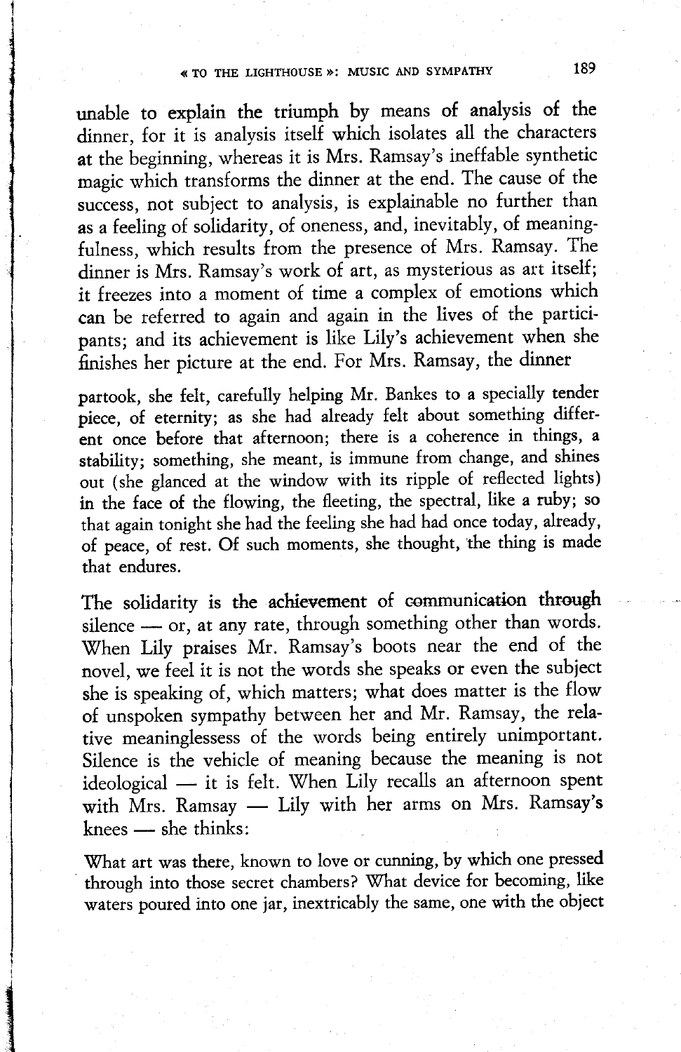unable to explain the triumph by means of analysis of the dinner, for it is analysis itself which isolates all the characters at the beginning, whereas it is Mrs. Ramsay's ineffable synthetic magic which transforms the dinner at the end. The cause of the success, not subject to analysis, is explainable no further than as a feeling of solidarity, of oneness, and, inevitably, of meaningfulness, which results from the presence of Mrs. Ramsay. The dinner is Mrs. Ramsay's work of art, as mysterious as art itself; it freezes into a moment of time a complex of emotions which can be referred to again and again in the lives of the participants; and its achievement is like Lily's achievement when she finishes her picture at the end. For Mrs. Ramsay, the dinner

> partook, she felt, carefully helping Mr. Bankes to a specially tender piece, of eternity; as she had already felt about something different once before that afternoon; there is a coherence in things, a stability; something, she meant, is immune from change, and shines out (she glanced at the window with its ripple of reflected lights) in the face of the flowing, the fleeting, the spectral, like a ruby; so that again tonight she had the feeling she had had once today, already, of peace, of rest. Of such moments, she thought, the thing is made that endures.

The solidarity is the achievement of communication through silence — or, at any rate, through something other than words. When Lily praises Mr. Ramsay's boots near the end of the novel, we feel it is not the words she speaks or even the subject she is speaking of, which matters; what does matter is the flow of unspoken sympathy between her and Mr. Ramsay, the relative meaninglessess of the words being entirely unimportant. Silence is the vehicle of meaning because the meaning is not ideological — it is felt. When Lily recalls an afternoon spent with Mrs. Ramsay — Lily with her arms on Mrs. Ramsay's knees — she thinks:

> What art was there, known to love or cunning, by which one pressed through into those secret chambers? What device for becoming, like waters poured into one jar, inextricably the same, one with the object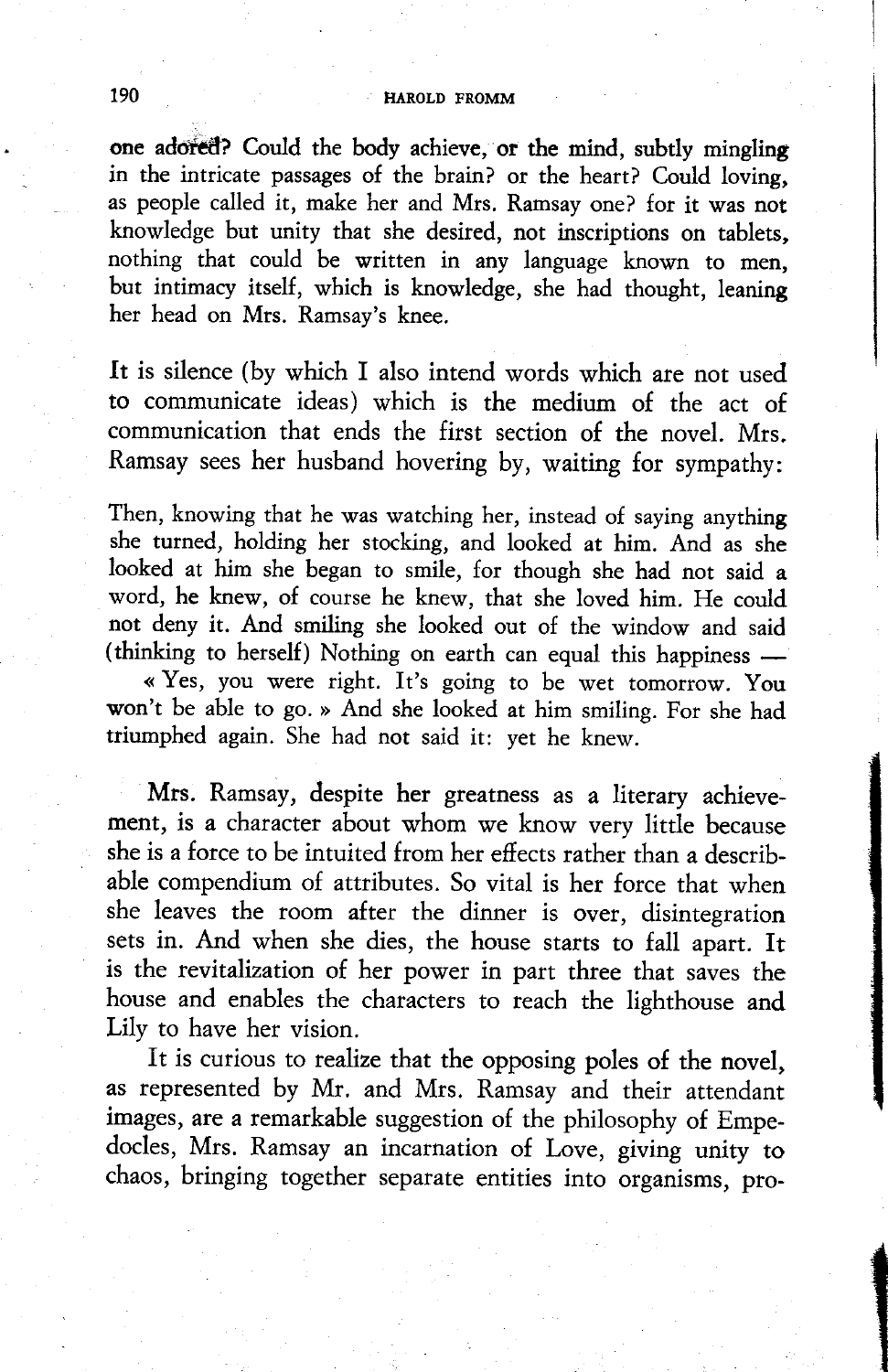one adored? Could the body achieve, or the mind, subtly mingling in the intricate passages of the brain? or the heart? Could loving, as people called it, make her and Mrs. Ramsay one? for it was not knowledge but unity that she desired, not inscriptions on tablets, nothing that could be written in any language known to men, but intimacy itself, which is knowledge, she had thought, leaning her head on Mrs. Ramsay's knee.

It is silence (by which I also intend words which are not used to communicate ideas) which is the medium of the act of communication that ends the first section of the novel. Mrs. Ramsay sees her husband hovering by, waiting for sympathy:

> Then, knowing that he was watching her, instead of saying anything she turned, holding her stocking, and looked at him. And as she looked at him she began to smile, for though she had not said a word, he knew, of course he knew, that she loved him. He could not deny it. And smiling she looked out of the window and said (thinking to herself) Nothing on earth can equal this happiness —
>
> « Yes, you were right. It's going to be wet tomorrow. You won't be able to go. » And she looked at him smiling. For she had triumphed again. She had not said it: yet he knew.

Mrs. Ramsay, despite her greatness as a literary achievement, is a character about whom we know very little because she is a force to be intuited from her effects rather than a describable compendium of attributes. So vital is her force that when she leaves the room after the dinner is over, disintegration sets in. And when she dies, the house starts to fall apart. It is the revitalization of her power in part three that saves the house and enables the characters to reach the lighthouse and Lily to have her vision.

It is curious to realize that the opposing poles of the novel, as represented by Mr. and Mrs. Ramsay and their attendant images, are a remarkable suggestion of the philosophy of Empedocles, Mrs. Ramsay an incarnation of Love, giving unity to chaos, bringing together separate entities into organisms, pro-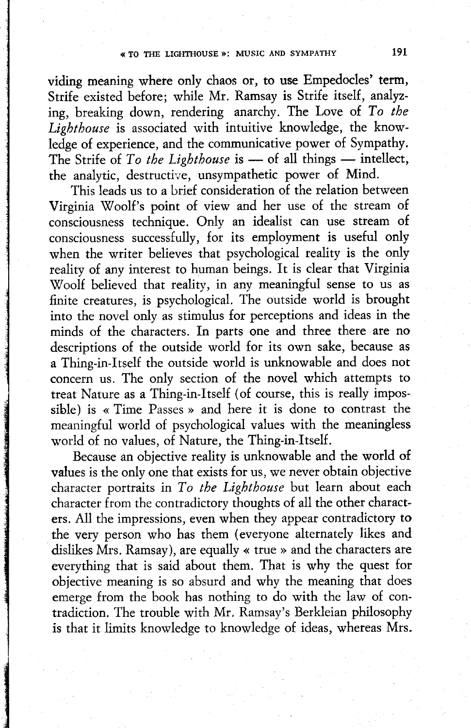viding meaning where only chaos or, to use Empedocles' term, Strife existed before; while Mr. Ramsay is Strife itself, analyzing, breaking down, rendering anarchy. The Love of *To the Lighthouse* is associated with intuitive knowledge, the knowledge of experience, and the communicative power of Sympathy. The Strife of *To the Lighthouse* is — of all things — intellect, the analytic, destructive, unsympathetic power of Mind.

This leads us to a brief consideration of the relation between Virginia Woolf's point of view and her use of the stream of consciousness technique. Only an idealist can use stream of consciousness successfully, for its employment is useful only when the writer believes that psychological reality is the only reality of any interest to human beings. It is clear that Virginia Woolf believed that reality, in any meaningful sense to us as finite creatures, is psychological. The outside world is brought into the novel only as stimulus for perceptions and ideas in the minds of the characters. In parts one and three there are no descriptions of the outside world for its own sake, because as a Thing-in-Itself the outside world is unknowable and does not concern us. The only section of the novel which attempts to treat Nature as a Thing-in-Itself (of course, this is really impossible) is « Time Passes » and here it is done to contrast the meaningful world of psychological values with the meaningless world of no values, of Nature, the Thing-in-Itself.

Because an objective reality is unknowable and the world of values is the only one that exists for us, we never obtain objective character portraits in *To the Lighthouse* but learn about each character from the contradictory thoughts of all the other characters. All the impressions, even when they appear contradictory to the very person who has them (everyone alternately likes and dislikes Mrs. Ramsay), are equally « true » and the characters are everything that is said about them. That is why the quest for objective meaning is so absurd and why the meaning that does emerge from the book has nothing to do with the law of contradiction. The trouble with Mr. Ramsay's Berkleian philosophy is that it limits knowledge to knowledge of ideas, whereas Mrs.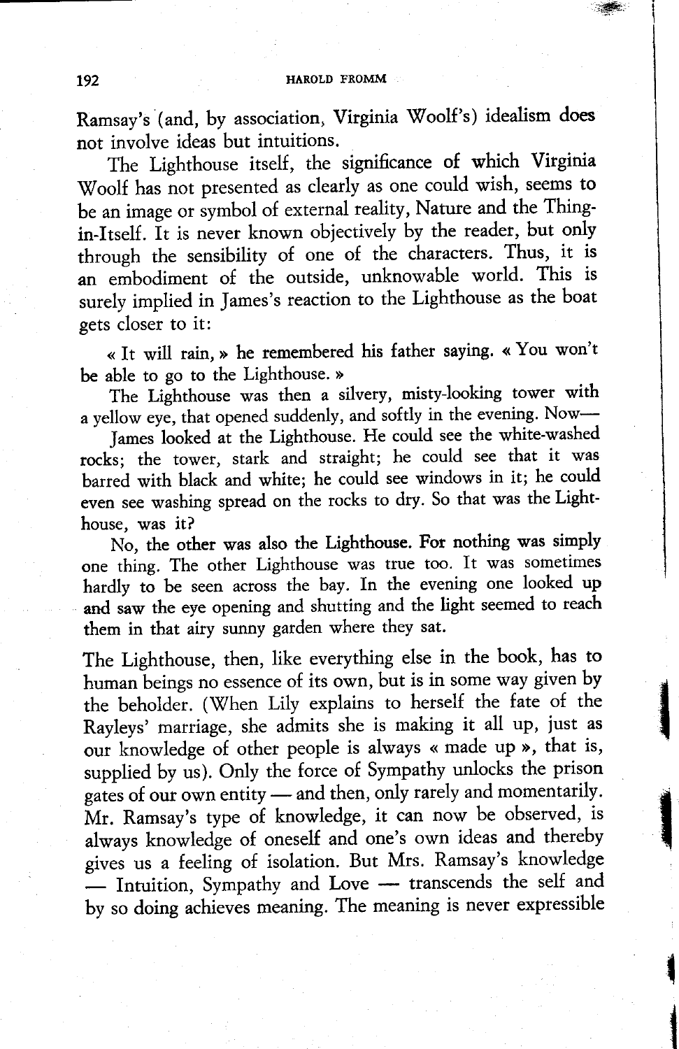Ramsay's (and, by association, Virginia Woolf's) idealism does not involve ideas but intuitions.

The Lighthouse itself, the significance of which Virginia Woolf has not presented as clearly as one could wish, seems to be an image or symbol of external reality, Nature and the Thing-in-Itself. It is never known objectively by the reader, but only through the sensibility of one of the characters. Thus, it is an embodiment of the outside, unknowable world. This is surely implied in James's reaction to the Lighthouse as the boat gets closer to it:

> « It will rain, » he remembered his father saying. « You won't be able to go to the Lighthouse. »
>
> The Lighthouse was then a silvery, misty-looking tower with a yellow eye, that opened suddenly, and softly in the evening. Now—
>
> James looked at the Lighthouse. He could see the white-washed rocks; the tower, stark and straight; he could see that it was barred with black and white; he could see windows in it; he could even see washing spread on the rocks to dry. So that was the Lighthouse, was it?
>
> No, the other was also the Lighthouse. For nothing was simply one thing. The other Lighthouse was true too. It was sometimes hardly to be seen across the bay. In the evening one looked up and saw the eye opening and shutting and the light seemed to reach them in that airy sunny garden where they sat.

The Lighthouse, then, like everything else in the book, has to human beings no essence of its own, but is in some way given by the beholder. (When Lily explains to herself the fate of the Rayleys' marriage, she admits she is making it all up, just as our knowledge of other people is always « made up », that is, supplied by us). Only the force of Sympathy unlocks the prison gates of our own entity — and then, only rarely and momentarily. Mr. Ramsay's type of knowledge, it can now be observed, is always knowledge of oneself and one's own ideas and thereby gives us a feeling of isolation. But Mrs. Ramsay's knowledge — Intuition, Sympathy and Love — transcends the self and by so doing achieves meaning. The meaning is never expressible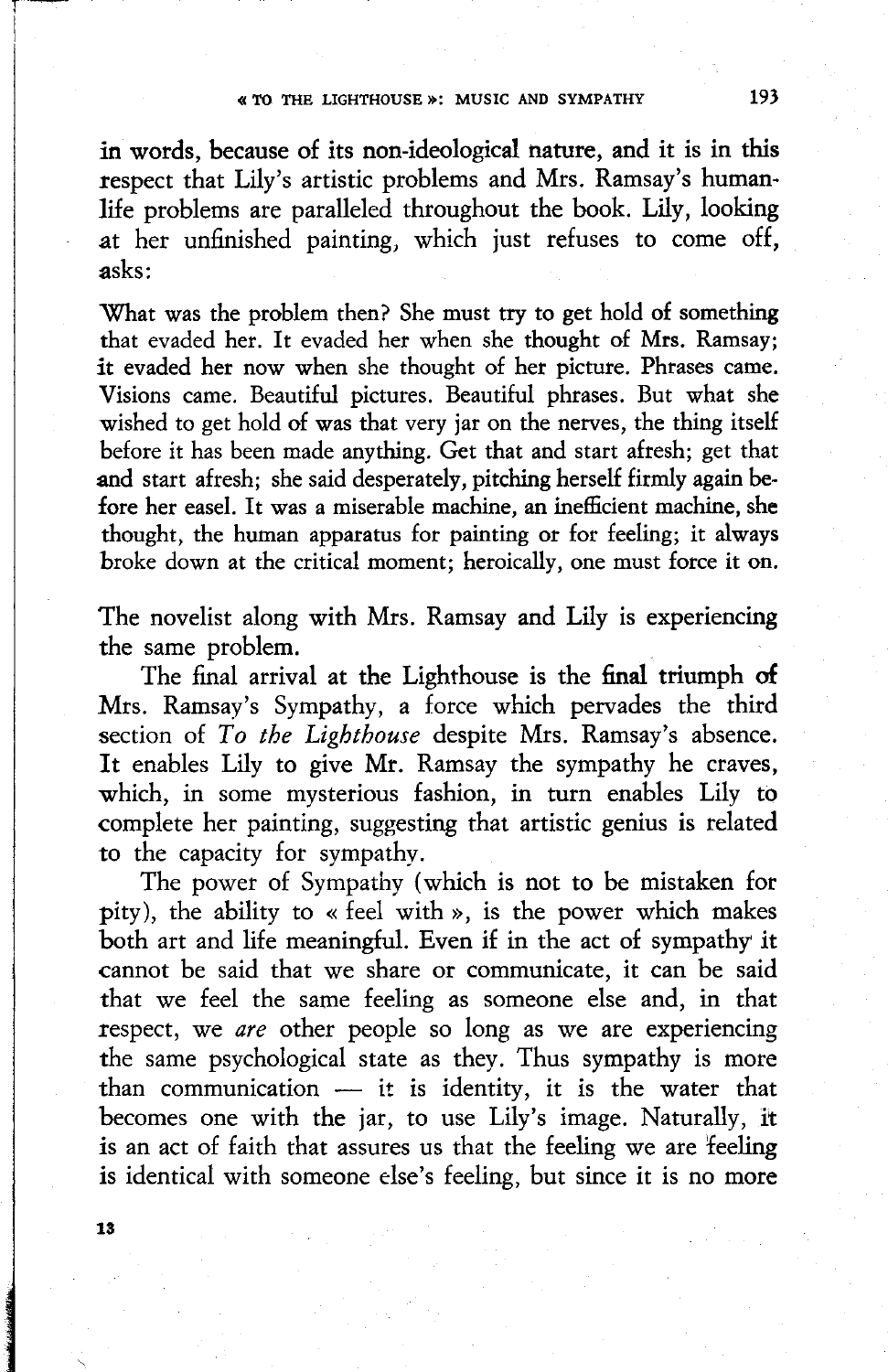in words, because of its non-ideological nature, and it is in this respect that Lily's artistic problems and Mrs. Ramsay's human-life problems are paralleled throughout the book. Lily, looking at her unfinished painting, which just refuses to come off, asks:

> What was the problem then? She must try to get hold of something that evaded her. It evaded her when she thought of Mrs. Ramsay; it evaded her now when she thought of her picture. Phrases came. Visions came. Beautiful pictures. Beautiful phrases. But what she wished to get hold of was that very jar on the nerves, the thing itself before it has been made anything. Get that and start afresh; get that and start afresh; she said desperately, pitching herself firmly again before her easel. It was a miserable machine, an inefficient machine, she thought, the human apparatus for painting or for feeling; it always broke down at the critical moment; heroically, one must force it on.

The novelist along with Mrs. Ramsay and Lily is experiencing the same problem.

The final arrival at the Lighthouse is the final triumph of Mrs. Ramsay's Sympathy, a force which pervades the third section of *To the Lighthouse* despite Mrs. Ramsay's absence. It enables Lily to give Mr. Ramsay the sympathy he craves, which, in some mysterious fashion, in turn enables Lily to complete her painting, suggesting that artistic genius is related to the capacity for sympathy.

The power of Sympathy (which is not to be mistaken for pity), the ability to « feel with », is the power which makes both art and life meaningful. Even if in the act of sympathy it cannot be said that we share or communicate, it can be said that we feel the same feeling as someone else and, in that respect, we *are* other people so long as we are experiencing the same psychological state as they. Thus sympathy is more than communication — it is identity, it is the water that becomes one with the jar, to use Lily's image. Naturally, it is an act of faith that assures us that the feeling we are feeling is identical with someone else's feeling, but since it is no more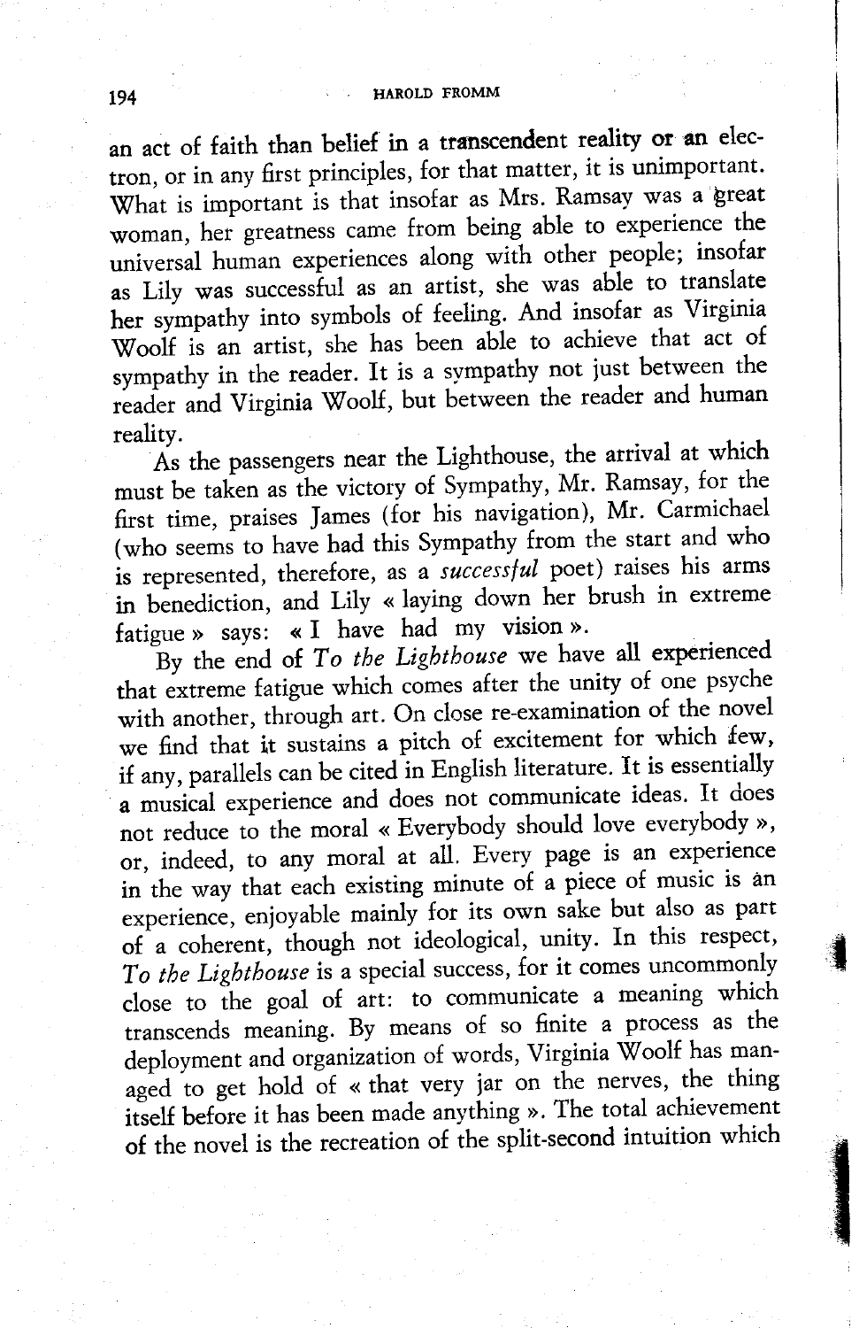an act of faith than belief in a transcendent reality or an electron, or in any first principles, for that matter, it is unimportant. What is important is that insofar as Mrs. Ramsay was a great woman, her greatness came from being able to experience the universal human experiences along with other people; insofar as Lily was successful as an artist, she was able to translate her sympathy into symbols of feeling. And insofar as Virginia Woolf is an artist, she has been able to achieve that act of sympathy in the reader. It is a sympathy not just between the reader and Virginia Woolf, but between the reader and human reality.

As the passengers near the Lighthouse, the arrival at which must be taken as the victory of Sympathy, Mr. Ramsay, for the first time, praises James (for his navigation), Mr. Carmichael (who seems to have had this Sympathy from the start and who is represented, therefore, as a *successful* poet) raises his arms in benediction, and Lily « laying down her brush in extreme fatigue » says: « I have had my vision ».

By the end of *To the Lighthouse* we have all experienced that extreme fatigue which comes after the unity of one psyche with another, through art. On close re-examination of the novel we find that it sustains a pitch of excitement for which few, if any, parallels can be cited in English literature. It is essentially a musical experience and does not communicate ideas. It does not reduce to the moral « Everybody should love everybody », or, indeed, to any moral at all. Every page is an experience in the way that each existing minute of a piece of music is an experience, enjoyable mainly for its own sake but also as part of a coherent, though not ideological, unity. In this respect, *To the Lighthouse* is a special success, for it comes uncommonly close to the goal of art: to communicate a meaning which transcends meaning. By means of so finite a process as the deployment and organization of words, Virginia Woolf has managed to get hold of « that very jar on the nerves, the thing itself before it has been made anything ». The total achievement of the novel is the recreation of the split-second intuition which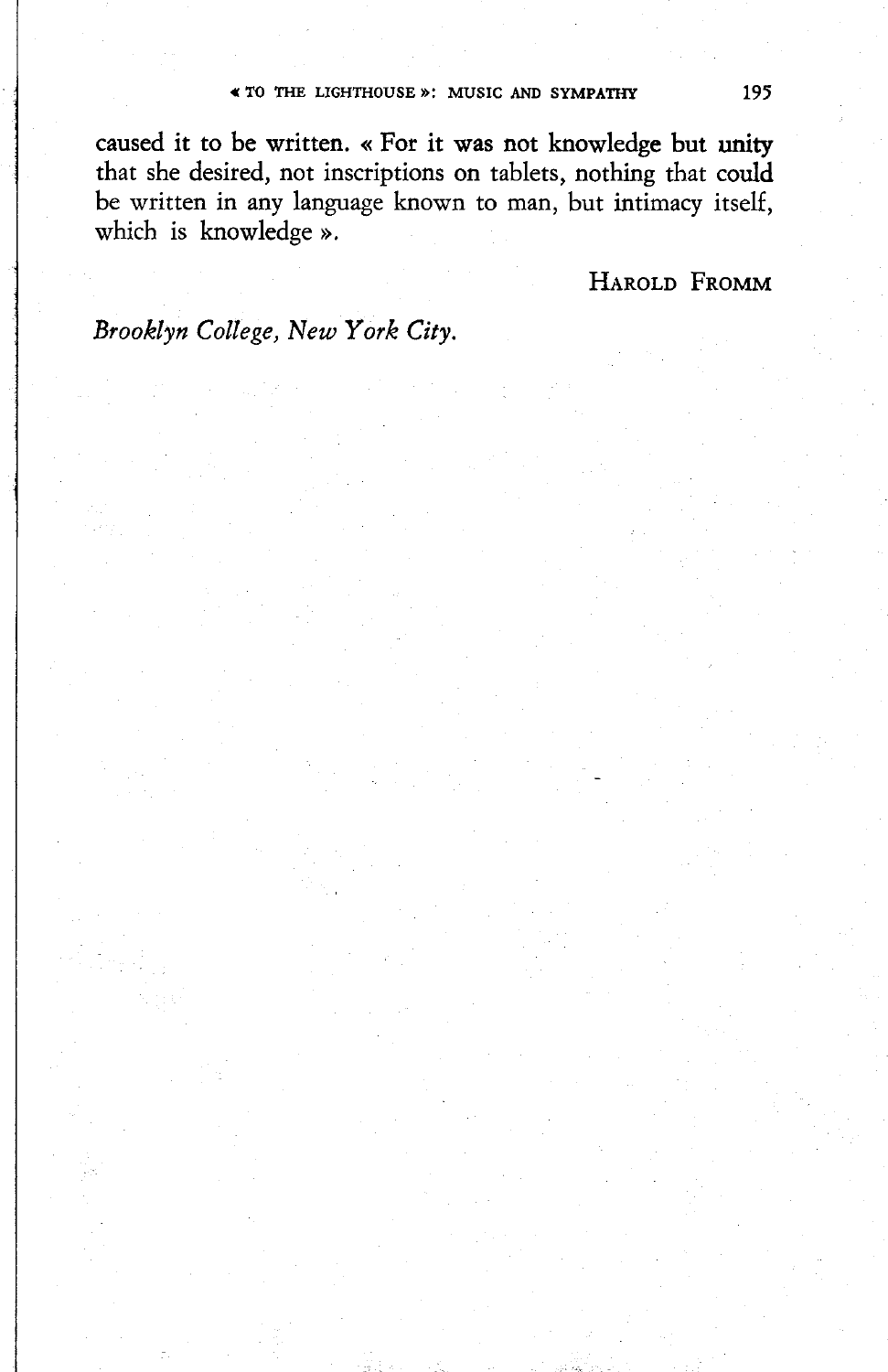caused it to be written. « For it was not knowledge but unity that she desired, not inscriptions on tablets, nothing that could be written in any language known to man, but intimacy itself, which is knowledge ».

HAROLD FROMM

*Brooklyn College, New York City.*